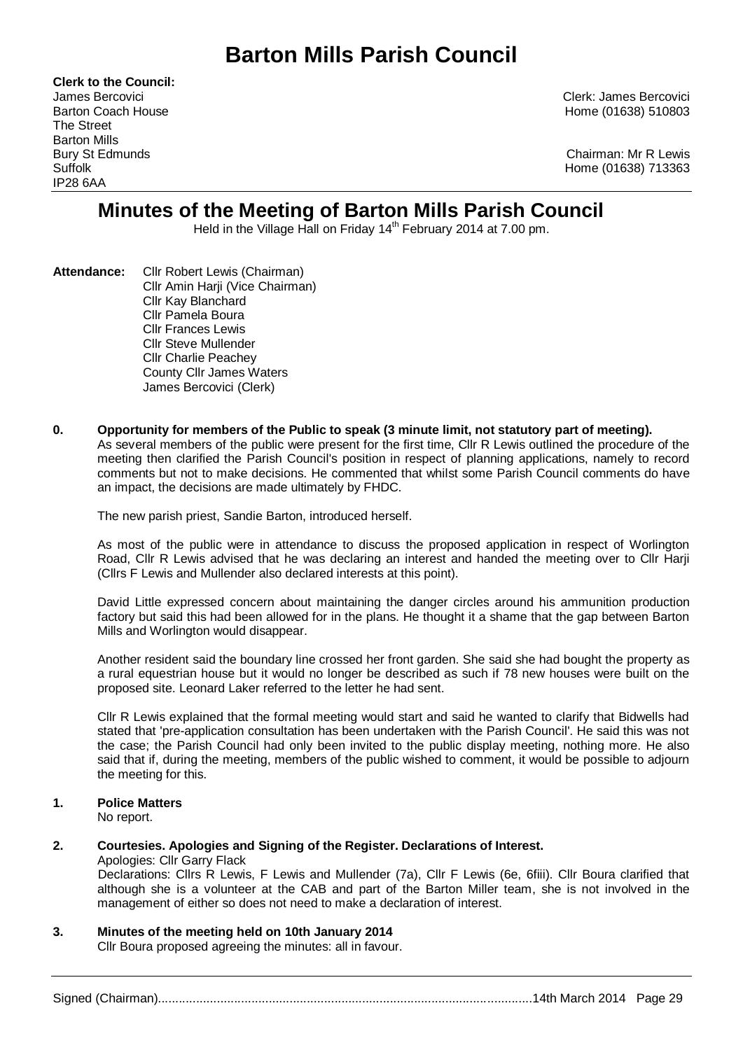# Barton Mills Parish Council

**Clerk to the Council:**
James Bercovici
Barton Coach House
The Street
Barton Mills
Bury St Edmunds
Suffolk
IP28 6AA

Clerk: James Bercovici
Home (01638) 510803

Chairman: Mr R Lewis
Home (01638) 713363

## Minutes of the Meeting of Barton Mills Parish Council

Held in the Village Hall on Friday 14th February 2014 at 7.00 pm.

**Attendance:**
Cllr Robert Lewis (Chairman)
Cllr Amin Harji (Vice Chairman)
Cllr Kay Blanchard
Cllr Pamela Boura
Cllr Frances Lewis
Cllr Steve Mullender
Cllr Charlie Peachey
County Cllr James Waters
James Bercovici (Clerk)

**0. Opportunity for members of the Public to speak (3 minute limit, not statutory part of meeting).**

As several members of the public were present for the first time, Cllr R Lewis outlined the procedure of the meeting then clarified the Parish Council's position in respect of planning applications, namely to record comments but not to make decisions. He commented that whilst some Parish Council comments do have an impact, the decisions are made ultimately by FHDC.

The new parish priest, Sandie Barton, introduced herself.

As most of the public were in attendance to discuss the proposed application in respect of Worlington Road, Cllr R Lewis advised that he was declaring an interest and handed the meeting over to Cllr Harji (Cllrs F Lewis and Mullender also declared interests at this point).

David Little expressed concern about maintaining the danger circles around his ammunition production factory but said this had been allowed for in the plans. He thought it a shame that the gap between Barton Mills and Worlington would disappear.

Another resident said the boundary line crossed her front garden. She said she had bought the property as a rural equestrian house but it would no longer be described as such if 78 new houses were built on the proposed site. Leonard Laker referred to the letter he had sent.

Cllr R Lewis explained that the formal meeting would start and said he wanted to clarify that Bidwells had stated that 'pre-application consultation has been undertaken with the Parish Council'. He said this was not the case; the Parish Council had only been invited to the public display meeting, nothing more. He also said that if, during the meeting, members of the public wished to comment, it would be possible to adjourn the meeting for this.

**1. Police Matters**

No report.

**2. Courtesies. Apologies and Signing of the Register. Declarations of Interest.**

Apologies: Cllr Garry Flack

Declarations: Cllrs R Lewis, F Lewis and Mullender (7a), Cllr F Lewis (6e, 6fiii). Cllr Boura clarified that although she is a volunteer at the CAB and part of the Barton Miller team, she is not involved in the management of either so does not need to make a declaration of interest.

**3. Minutes of the meeting held on 10th January 2014**

Cllr Boura proposed agreeing the minutes: all in favour.

Signed (Chairman)........................................................................................................14th March 2014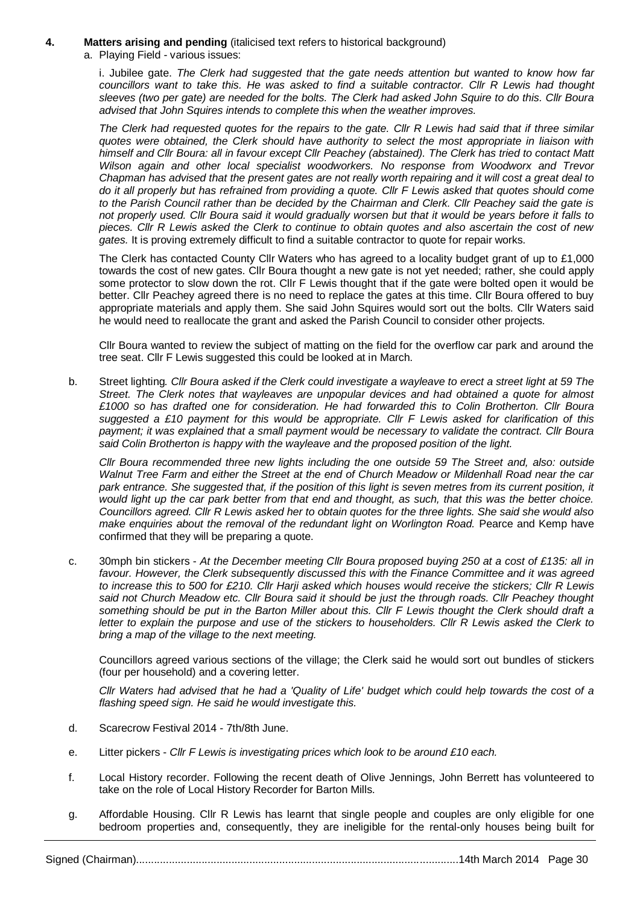**4. Matters arising and pending** (italicised text refers to historical background)

a. Playing Field - various issues:

i. Jubilee gate. *The Clerk had suggested that the gate needs attention but wanted to know how far councillors want to take this. He was asked to find a suitable contractor. Cllr R Lewis had thought sleeves (two per gate) are needed for the bolts. The Clerk had asked John Squire to do this. Cllr Boura advised that John Squires intends to complete this when the weather improves.*

*The Clerk had requested quotes for the repairs to the gate. Cllr R Lewis had said that if three similar quotes were obtained, the Clerk should have authority to select the most appropriate in liaison with himself and Cllr Boura: all in favour except Cllr Peachey (abstained). The Clerk has tried to contact Matt Wilson again and other local specialist woodworkers. No response from Woodworx and Trevor Chapman has advised that the present gates are not really worth repairing and it will cost a great deal to do it all properly but has refrained from providing a quote. Cllr F Lewis asked that quotes should come to the Parish Council rather than be decided by the Chairman and Clerk. Cllr Peachey said the gate is not properly used. Cllr Boura said it would gradually worsen but that it would be years before it falls to pieces. Cllr R Lewis asked the Clerk to continue to obtain quotes and also ascertain the cost of new gates.* It is proving extremely difficult to find a suitable contractor to quote for repair works.

The Clerk has contacted County Cllr Waters who has agreed to a locality budget grant of up to £1,000 towards the cost of new gates. Cllr Boura thought a new gate is not yet needed; rather, she could apply some protector to slow down the rot. Cllr F Lewis thought that if the gate were bolted open it would be better. Cllr Peachey agreed there is no need to replace the gates at this time. Cllr Boura offered to buy appropriate materials and apply them. She said John Squires would sort out the bolts. Cllr Waters said he would need to reallocate the grant and asked the Parish Council to consider other projects.

Cllr Boura wanted to review the subject of matting on the field for the overflow car park and around the tree seat. Cllr F Lewis suggested this could be looked at in March.

b. Street lighting. *Cllr Boura asked if the Clerk could investigate a wayleave to erect a street light at 59 The Street. The Clerk notes that wayleaves are unpopular devices and had obtained a quote for almost £1000 so has drafted one for consideration. He had forwarded this to Colin Brotherton. Cllr Boura suggested a £10 payment for this would be appropriate. Cllr F Lewis asked for clarification of this payment; it was explained that a small payment would be necessary to validate the contract. Cllr Boura said Colin Brotherton is happy with the wayleave and the proposed position of the light.*

*Cllr Boura recommended three new lights including the one outside 59 The Street and, also: outside Walnut Tree Farm and either the Street at the end of Church Meadow or Mildenhall Road near the car park entrance. She suggested that, if the position of this light is seven metres from its current position, it would light up the car park better from that end and thought, as such, that this was the better choice. Councillors agreed. Cllr R Lewis asked her to obtain quotes for the three lights. She said she would also make enquiries about the removal of the redundant light on Worlington Road.* Pearce and Kemp have confirmed that they will be preparing a quote.

c. 30mph bin stickers - *At the December meeting Cllr Boura proposed buying 250 at a cost of £135: all in favour. However, the Clerk subsequently discussed this with the Finance Committee and it was agreed to increase this to 500 for £210. Cllr Harji asked which houses would receive the stickers; Cllr R Lewis said not Church Meadow etc. Cllr Boura said it should be just the through roads. Cllr Peachey thought something should be put in the Barton Miller about this. Cllr F Lewis thought the Clerk should draft a letter to explain the purpose and use of the stickers to householders. Cllr R Lewis asked the Clerk to bring a map of the village to the next meeting.*

Councillors agreed various sections of the village; the Clerk said he would sort out bundles of stickers (four per household) and a covering letter.

*Cllr Waters had advised that he had a 'Quality of Life' budget which could help towards the cost of a flashing speed sign. He said he would investigate this.*

d. Scarecrow Festival 2014 - 7th/8th June.

e. Litter pickers - *Cllr F Lewis is investigating prices which look to be around £10 each.*

f. Local History recorder. Following the recent death of Olive Jennings, John Berrett has volunteered to take on the role of Local History Recorder for Barton Mills.

g. Affordable Housing. Cllr R Lewis has learnt that single people and couples are only eligible for one bedroom properties and, consequently, they are ineligible for the rental-only houses being built for

Signed (Chairman)............................................................................................................14th March 2014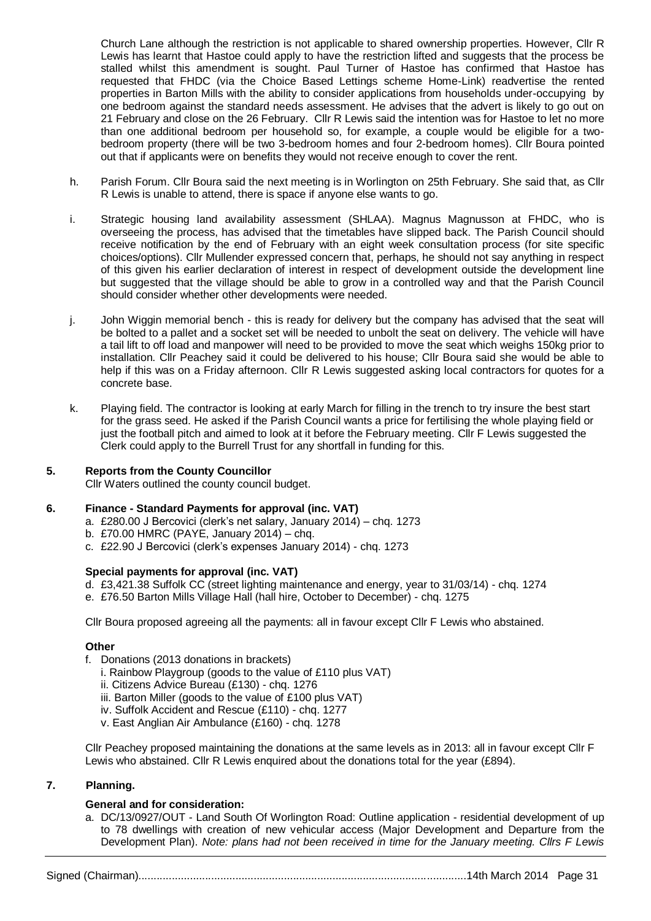Church Lane although the restriction is not applicable to shared ownership properties. However, Cllr R Lewis has learnt that Hastoe could apply to have the restriction lifted and suggests that the process be stalled whilst this amendment is sought. Paul Turner of Hastoe has confirmed that Hastoe has requested that FHDC (via the Choice Based Lettings scheme Home-Link) readvertise the rented properties in Barton Mills with the ability to consider applications from households under-occupying by one bedroom against the standard needs assessment. He advises that the advert is likely to go out on 21 February and close on the 26 February. Cllr R Lewis said the intention was for Hastoe to let no more than one additional bedroom per household so, for example, a couple would be eligible for a two-bedroom property (there will be two 3-bedroom homes and four 2-bedroom homes). Cllr Boura pointed out that if applicants were on benefits they would not receive enough to cover the rent.

h. Parish Forum. Cllr Boura said the next meeting is in Worlington on 25th February. She said that, as Cllr R Lewis is unable to attend, there is space if anyone else wants to go.

i. Strategic housing land availability assessment (SHLAA). Magnus Magnusson at FHDC, who is overseeing the process, has advised that the timetables have slipped back. The Parish Council should receive notification by the end of February with an eight week consultation process (for site specific choices/options). Cllr Mullender expressed concern that, perhaps, he should not say anything in respect of this given his earlier declaration of interest in respect of development outside the development line but suggested that the village should be able to grow in a controlled way and that the Parish Council should consider whether other developments were needed.

j. John Wiggin memorial bench - this is ready for delivery but the company has advised that the seat will be bolted to a pallet and a socket set will be needed to unbolt the seat on delivery. The vehicle will have a tail lift to off load and manpower will need to be provided to move the seat which weighs 150kg prior to installation. Cllr Peachey said it could be delivered to his house; Cllr Boura said she would be able to help if this was on a Friday afternoon. Cllr R Lewis suggested asking local contractors for quotes for a concrete base.

k. Playing field. The contractor is looking at early March for filling in the trench to try insure the best start for the grass seed. He asked if the Parish Council wants a price for fertilising the whole playing field or just the football pitch and aimed to look at it before the February meeting. Cllr F Lewis suggested the Clerk could apply to the Burrell Trust for any shortfall in funding for this.

## 5. Reports from the County Councillor

Cllr Waters outlined the county council budget.

## 6. Finance - Standard Payments for approval (inc. VAT)

a. £280.00 J Bercovici (clerk's net salary, January 2014) – chq. 1273
b. £70.00 HMRC (PAYE, January 2014) – chq.
c. £22.90 J Bercovici (clerk's expenses January 2014) - chq. 1273

**Special payments for approval (inc. VAT)**

d. £3,421.38 Suffolk CC (street lighting maintenance and energy, year to 31/03/14) - chq. 1274
e. £76.50 Barton Mills Village Hall (hall hire, October to December) - chq. 1275

Cllr Boura proposed agreeing all the payments: all in favour except Cllr F Lewis who abstained.

**Other**

f. Donations (2013 donations in brackets)
   i. Rainbow Playgroup (goods to the value of £110 plus VAT)
   ii. Citizens Advice Bureau (£130) - chq. 1276
   iii. Barton Miller (goods to the value of £100 plus VAT)
   iv. Suffolk Accident and Rescue (£110) - chq. 1277
   v. East Anglian Air Ambulance (£160) - chq. 1278

Cllr Peachey proposed maintaining the donations at the same levels as in 2013: all in favour except Cllr F Lewis who abstained. Cllr R Lewis enquired about the donations total for the year (£894).

## 7. Planning.

**General and for consideration:**

a. DC/13/0927/OUT - Land South Of Worlington Road: Outline application - residential development of up to 78 dwellings with creation of new vehicular access (Major Development and Departure from the Development Plan). *Note: plans had not been received in time for the January meeting. Cllrs F Lewis*

Signed (Chairman)............................................................................................................14th March 2014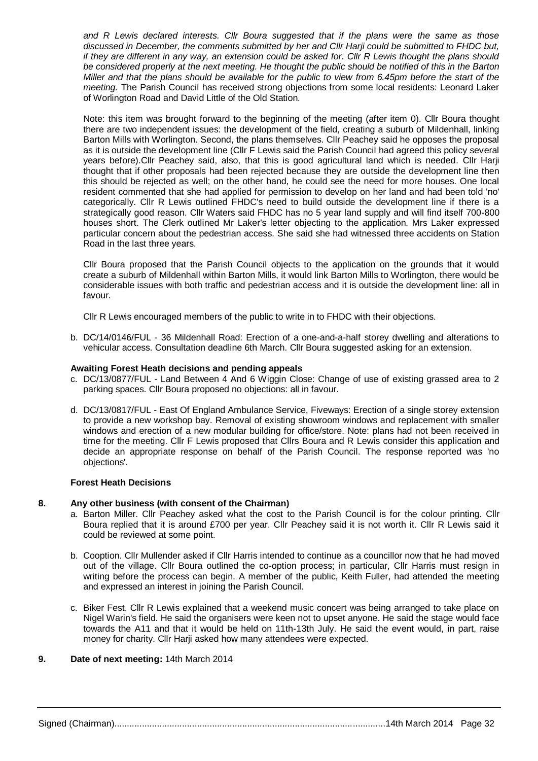*and R Lewis declared interests. Cllr Boura suggested that if the plans were the same as those discussed in December, the comments submitted by her and Cllr Harji could be submitted to FHDC but, if they are different in any way, an extension could be asked for. Cllr R Lewis thought the plans should be considered properly at the next meeting. He thought the public should be notified of this in the Barton Miller and that the plans should be available for the public to view from 6.45pm before the start of the meeting.* The Parish Council has received strong objections from some local residents: Leonard Laker of Worlington Road and David Little of the Old Station.

Note: this item was brought forward to the beginning of the meeting (after item 0). Cllr Boura thought there are two independent issues: the development of the field, creating a suburb of Mildenhall, linking Barton Mills with Worlington. Second, the plans themselves. Cllr Peachey said he opposes the proposal as it is outside the development line (Cllr F Lewis said the Parish Council had agreed this policy several years before).Cllr Peachey said, also, that this is good agricultural land which is needed. Cllr Harji thought that if other proposals had been rejected because they are outside the development line then this should be rejected as well; on the other hand, he could see the need for more houses. One local resident commented that she had applied for permission to develop on her land and had been told 'no' categorically. Cllr R Lewis outlined FHDC's need to build outside the development line if there is a strategically good reason. Cllr Waters said FHDC has no 5 year land supply and will find itself 700-800 houses short. The Clerk outlined Mr Laker's letter objecting to the application. Mrs Laker expressed particular concern about the pedestrian access. She said she had witnessed three accidents on Station Road in the last three years.

Cllr Boura proposed that the Parish Council objects to the application on the grounds that it would create a suburb of Mildenhall within Barton Mills, it would link Barton Mills to Worlington, there would be considerable issues with both traffic and pedestrian access and it is outside the development line: all in favour.

Cllr R Lewis encouraged members of the public to write in to FHDC with their objections.

b. DC/14/0146/FUL - 36 Mildenhall Road: Erection of a one-and-a-half storey dwelling and alterations to vehicular access. Consultation deadline 6th March. Cllr Boura suggested asking for an extension.

**Awaiting Forest Heath decisions and pending appeals**

c. DC/13/0877/FUL - Land Between 4 And 6 Wiggin Close: Change of use of existing grassed area to 2 parking spaces. Cllr Boura proposed no objections: all in favour.

d. DC/13/0817/FUL - East Of England Ambulance Service, Fiveways: Erection of a single storey extension to provide a new workshop bay. Removal of existing showroom windows and replacement with smaller windows and erection of a new modular building for office/store. Note: plans had not been received in time for the meeting. Cllr F Lewis proposed that Cllrs Boura and R Lewis consider this application and decide an appropriate response on behalf of the Parish Council. The response reported was 'no objections'.

**Forest Heath Decisions**

## 8. Any other business (with consent of the Chairman)

a. Barton Miller. Cllr Peachey asked what the cost to the Parish Council is for the colour printing. Cllr Boura replied that it is around £700 per year. Cllr Peachey said it is not worth it. Cllr R Lewis said it could be reviewed at some point.

b. Cooption. Cllr Mullender asked if Cllr Harris intended to continue as a councillor now that he had moved out of the village. Cllr Boura outlined the co-option process; in particular, Cllr Harris must resign in writing before the process can begin. A member of the public, Keith Fuller, had attended the meeting and expressed an interest in joining the Parish Council.

c. Biker Fest. Cllr R Lewis explained that a weekend music concert was being arranged to take place on Nigel Warin's field. He said the organisers were keen not to upset anyone. He said the stage would face towards the A11 and that it would be held on 11th-13th July. He said the event would, in part, raise money for charity. Cllr Harji asked how many attendees were expected.

## 9. Date of next meeting: 14th March 2014

Signed (Chairman)............................................................................................................14th March 2014